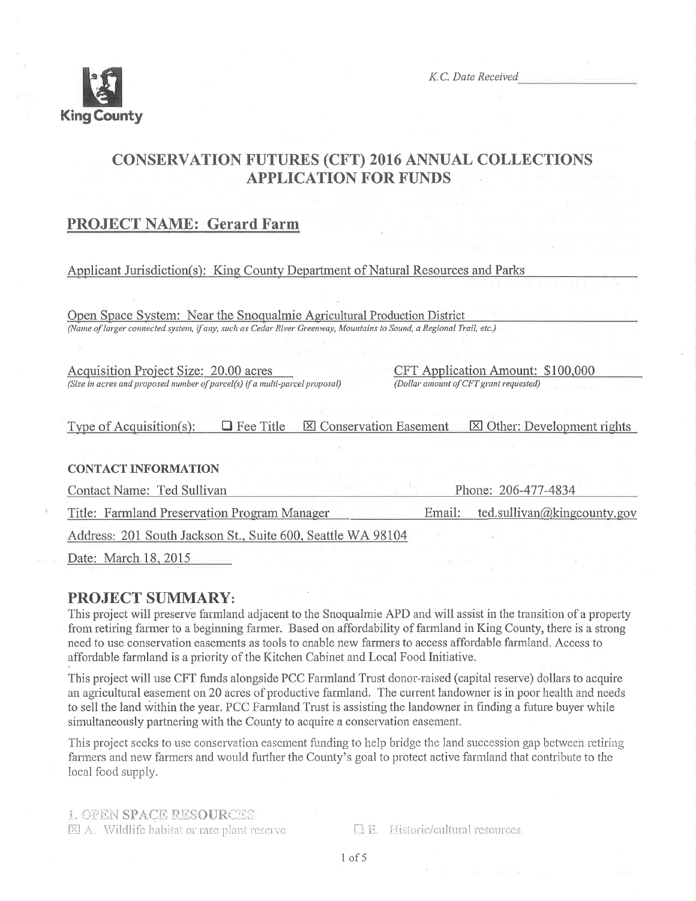King County

*K.C. Date Received*

# CONSERVATION FUTURES (CFT) 2016 ANNUAL COLLECTIONS APPLICATION FOR FUNDS

## PROJECT NAME: Gerard Farm

Applicant Jurisdiction(s): King County Department of Natural Resources and Parks

Open Space System: Near the Snoqualmie Agricultural Production District
*(Name of larger connected system, if any, such as Cedar River Greenway, Mountains to Sound, a Regional Trail, etc.)*

Acquisition Project Size: 20.00 acres
*(Size in acres and proposed number of parcel(s) if a multi-parcel proposal)*

CFT Application Amount: $100,000
*(Dollar amount of CFT grant requested)*

Type of Acquisition(s): ☐ Fee Title ☒ Conservation Easement ☒ Other: Development rights

### CONTACT INFORMATION

Contact Name: Ted Sullivan

Phone: 206-477-4834

Title: Farmland Preservation Program Manager

Email: ted.sullivan@kingcounty.gov

Address: 201 South Jackson St., Suite 600, Seattle WA 98104

Date: March 18, 2015

## PROJECT SUMMARY:

This project will preserve farmland adjacent to the Snoqualmie APD and will assist in the transition of a property from retiring farmer to a beginning farmer. Based on affordability of farmland in King County, there is a strong need to use conservation easements as tools to enable new farmers to access affordable farmland. Access to affordable farmland is a priority of the Kitchen Cabinet and Local Food Initiative.

This project will use CFT funds alongside PCC Farmland Trust donor-raised (capital reserve) dollars to acquire an agricultural easement on 20 acres of productive farmland. The current landowner is in poor health and needs to sell the land within the year. PCC Farmland Trust is assisting the landowner in finding a future buyer while simultaneously partnering with the County to acquire a conservation easement.

This project seeks to use conservation easement funding to help bridge the land succession gap between retiring farmers and new farmers and would further the County's goal to protect active farmland that contribute to the local food supply.

### 1. OPEN SPACE RESOURCES

☒ A. Wildlife habitat or rare plant reserve

☐ E. Historic/cultural resources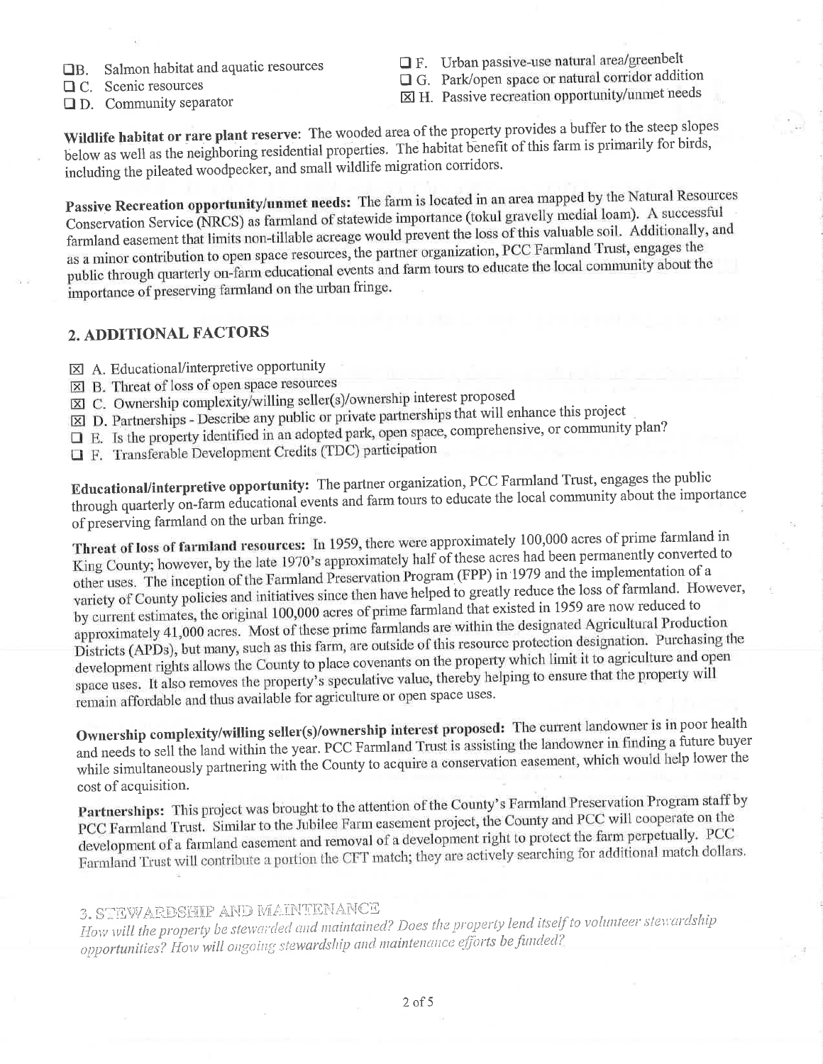- ☐ B. Salmon habitat and aquatic resources
- ☐ C. Scenic resources
- ☐ D. Community separator
- ☐ F. Urban passive-use natural area/greenbelt
- ☐ G. Park/open space or natural corridor addition
- ☒ H. Passive recreation opportunity/unmet needs

**Wildlife habitat or rare plant reserve**: The wooded area of the property provides a buffer to the steep slopes below as well as the neighboring residential properties. The habitat benefit of this farm is primarily for birds, including the pileated woodpecker, and small wildlife migration corridors.

**Passive Recreation opportunity/unmet needs:** The farm is located in an area mapped by the Natural Resources Conservation Service (NRCS) as farmland of statewide importance (tokul gravelly medial loam). A successful farmland easement that limits non-tillable acreage would prevent the loss of this valuable soil. Additionally, and as a minor contribution to open space resources, the partner organization, PCC Farmland Trust, engages the public through quarterly on-farm educational events and farm tours to educate the local community about the importance of preserving farmland on the urban fringe.

## 2. ADDITIONAL FACTORS

- ☒ A. Educational/interpretive opportunity
- ☒ B. Threat of loss of open space resources
- ☒ C. Ownership complexity/willing seller(s)/ownership interest proposed
- ☒ D. Partnerships - Describe any public or private partnerships that will enhance this project
- ☐ E. Is the property identified in an adopted park, open space, comprehensive, or community plan?
- ☐ F. Transferable Development Credits (TDC) participation

**Educational/interpretive opportunity:** The partner organization, PCC Farmland Trust, engages the public through quarterly on-farm educational events and farm tours to educate the local community about the importance of preserving farmland on the urban fringe.

**Threat of loss of farmland resources:** In 1959, there were approximately 100,000 acres of prime farmland in King County; however, by the late 1970's approximately half of these acres had been permanently converted to other uses. The inception of the Farmland Preservation Program (FPP) in 1979 and the implementation of a variety of County policies and initiatives since then have helped to greatly reduce the loss of farmland. However, by current estimates, the original 100,000 acres of prime farmland that existed in 1959 are now reduced to approximately 41,000 acres. Most of these prime farmlands are within the designated Agricultural Production Districts (APDs), but many, such as this farm, are outside of this resource protection designation. Purchasing the development rights allows the County to place covenants on the property which limit it to agriculture and open space uses. It also removes the property's speculative value, thereby helping to ensure that the property will remain affordable and thus available for agriculture or open space uses.

**Ownership complexity/willing seller(s)/ownership interest proposed:** The current landowner is in poor health and needs to sell the land within the year. PCC Farmland Trust is assisting the landowner in finding a future buyer while simultaneously partnering with the County to acquire a conservation easement, which would help lower the cost of acquisition.

**Partnerships:** This project was brought to the attention of the County's Farmland Preservation Program staff by PCC Farmland Trust. Similar to the Jubilee Farm easement project, the County and PCC will cooperate on the development of a farmland easement and removal of a development right to protect the farm perpetually. PCC Farmland Trust will contribute a portion the CFT match; they are actively searching for additional match dollars.

## 3. STEWARDSHIP AND MAINTENANCE

*How will the property be stewarded and maintained? Does the property lend itself to volunteer stewardship opportunities? How will ongoing stewardship and maintenance efforts be funded?*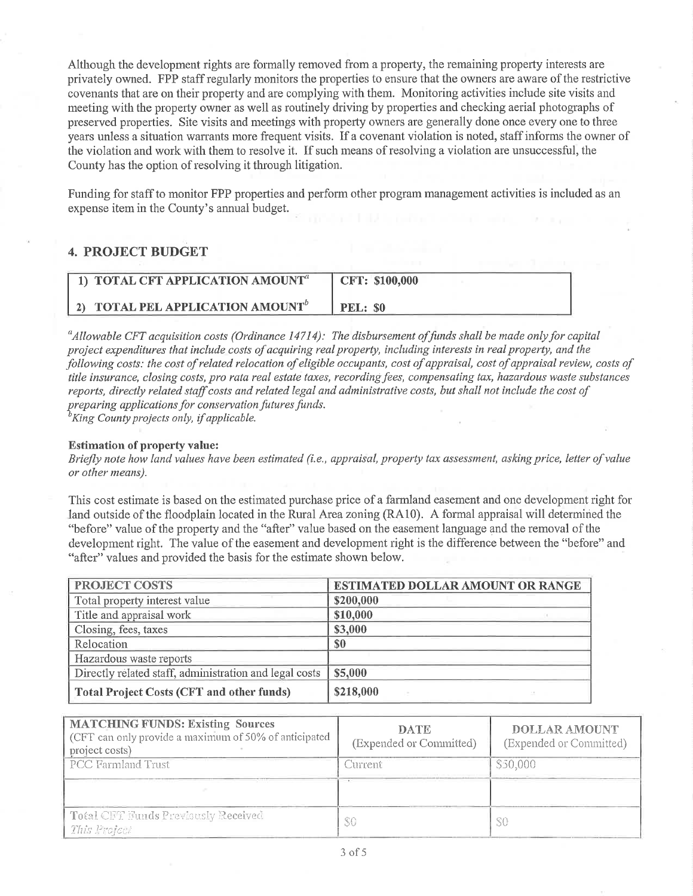Although the development rights are formally removed from a property, the remaining property interests are privately owned. FPP staff regularly monitors the properties to ensure that the owners are aware of the restrictive covenants that are on their property and are complying with them. Monitoring activities include site visits and meeting with the property owner as well as routinely driving by properties and checking aerial photographs of preserved properties. Site visits and meetings with property owners are generally done once every one to three years unless a situation warrants more frequent visits. If a covenant violation is noted, staff informs the owner of the violation and work with them to resolve it. If such means of resolving a violation are unsuccessful, the County has the option of resolving it through litigation.

Funding for staff to monitor FPP properties and perform other program management activities is included as an expense item in the County's annual budget.

## 4. PROJECT BUDGET

| | |
|---|---|
| 1) TOTAL CFT APPLICATION AMOUNT[a] | CFT: $100,000 |
| 2) TOTAL PEL APPLICATION AMOUNT[b] | PEL: $0 |

[a] *Allowable CFT acquisition costs (Ordinance 14714): The disbursement of funds shall be made only for capital project expenditures that include costs of acquiring real property, including interests in real property, and the following costs: the cost of related relocation of eligible occupants, cost of appraisal, cost of appraisal review, costs of title insurance, closing costs, pro rata real estate taxes, recording fees, compensating tax, hazardous waste substances reports, directly related staff costs and related legal and administrative costs, but shall not include the cost of preparing applications for conservation futures funds.*
[b] *King County projects only, if applicable.*

**Estimation of property value:**
*Briefly note how land values have been estimated (i.e., appraisal, property tax assessment, asking price, letter of value or other means).*

This cost estimate is based on the estimated purchase price of a farmland easement and one development right for land outside of the floodplain located in the Rural Area zoning (RA10). A formal appraisal will determined the "before" value of the property and the "after" value based on the easement language and the removal of the development right. The value of the easement and development right is the difference between the "before" and "after" values and provided the basis for the estimate shown below.

| PROJECT COSTS | ESTIMATED DOLLAR AMOUNT OR RANGE |
|---|---|
| Total property interest value | $200,000 |
| Title and appraisal work | $10,000 |
| Closing, fees, taxes | $3,000 |
| Relocation | $0 |
| Hazardous waste reports | |
| Directly related staff, administration and legal costs | $5,000 |
| **Total Project Costs (CFT and other funds)** | $218,000 |

| MATCHING FUNDS: Existing Sources (CFT can only provide a maximum of 50% of anticipated project costs) | DATE (Expended or Committed) | DOLLAR AMOUNT (Expended or Committed) |
|---|---|---|
| PCC Farmland Trust | Current | $50,000 |
| | | |
| Total CFT Funds Previously Received *This Project* | $0 | $0 |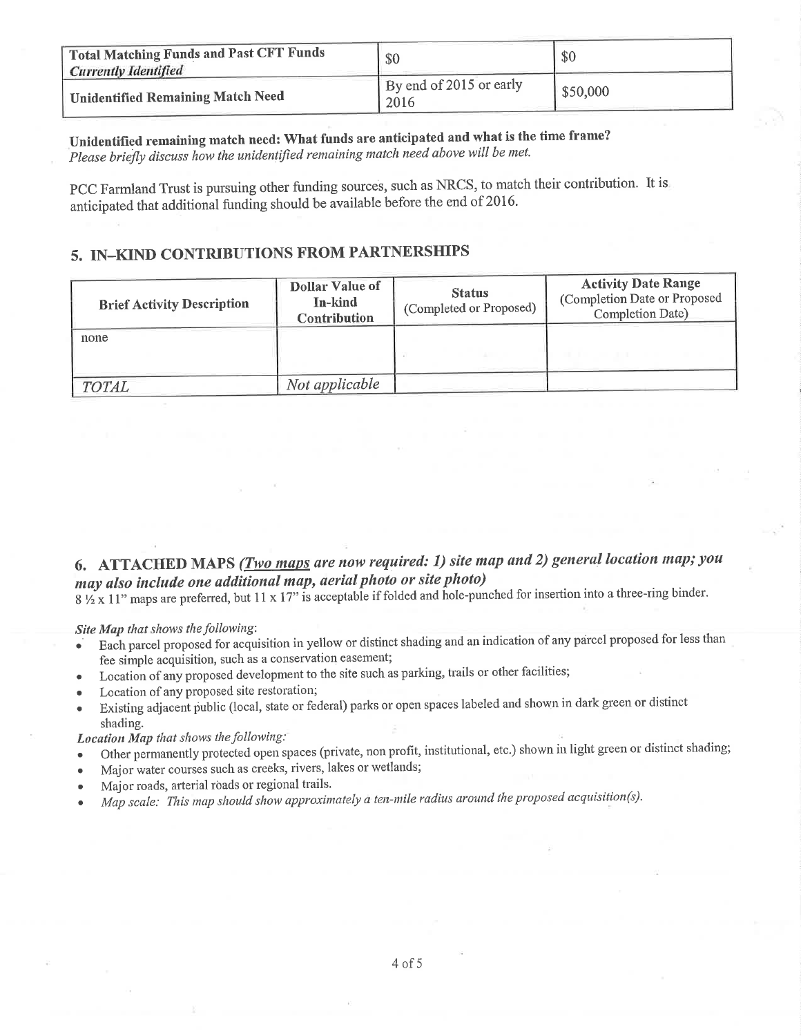| Total Matching Funds and Past CFT Funds *Currently Identified* | $0 | $0 |
|---|---|---|
| Unidentified Remaining Match Need | By end of 2015 or early 2016 | $50,000 |

**Unidentified remaining match need: What funds are anticipated and what is the time frame?**
*Please briefly discuss how the unidentified remaining match need above will be met.*

PCC Farmland Trust is pursuing other funding sources, such as NRCS, to match their contribution. It is anticipated that additional funding should be available before the end of 2016.

## 5. IN–KIND CONTRIBUTIONS FROM PARTNERSHIPS

| Brief Activity Description | Dollar Value of In-kind Contribution | Status (Completed or Proposed) | Activity Date Range (Completion Date or Proposed Completion Date) |
|---|---|---|---|
| none | | | |
| *TOTAL* | *Not applicable* | | |

## 6. ATTACHED MAPS *(Two maps are now required: 1) site map and 2) general location map; you may also include one additional map, aerial photo or site photo)*

8 ½ x 11" maps are preferred, but 11 x 17" is acceptable if folded and hole-punched for insertion into a three-ring binder.

***Site Map** that shows the following*:

- Each parcel proposed for acquisition in yellow or distinct shading and an indication of any parcel proposed for less than fee simple acquisition, such as a conservation easement;
- Location of any proposed development to the site such as parking, trails or other facilities;
- Location of any proposed site restoration;
- Existing adjacent public (local, state or federal) parks or open spaces labeled and shown in dark green or distinct shading.

***Location Map** that shows the following:*

- Other permanently protected open spaces (private, non profit, institutional, etc.) shown in light green or distinct shading;
- Major water courses such as creeks, rivers, lakes or wetlands;
- Major roads, arterial roads or regional trails.
- *Map scale: This map should show approximately a ten-mile radius around the proposed acquisition(s).*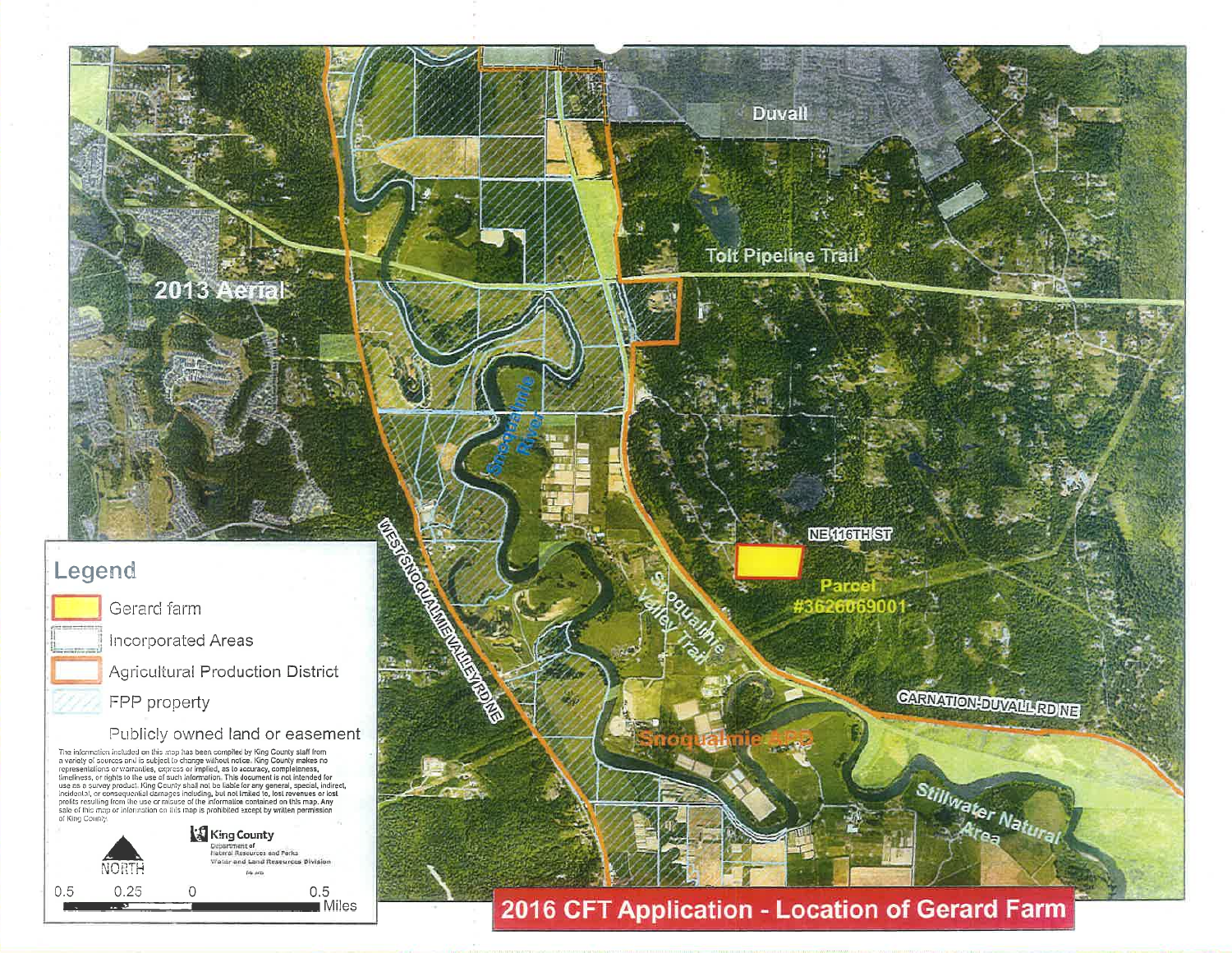# 2016 CFT Application - Location of Gerard Farm

2013 Aerial

Duvall

Tolt Pipeline Trail

NE 116TH ST

Parcel #3626069001

Snoqualmie River

WEST SNOQUALMIE VALLEY RD NE

Snoqualmie Valley Trail

CARNATION-DUVALL RD NE

Snoqualmie APD

Stillwater Natural Area

## Legend

- Gerard farm
- Incorporated Areas
- Agricultural Production District
- FPP property
- Publicly owned land or easement

The information included on this map has been compiled by King County staff from a variety of sources and is subject to change without notice. King County makes no representations or warranties, express or implied, as to accuracy, completeness, timeliness, or rights to the use of such information. This document is not intended for use as a survey product. King County shall not be liable for any general, special, indirect, incidental, or consequential damages including, but not limited to, lost revenues or lost profits resulting from the use or misuse of the information contained on this map. Any sale of this map or information on this map is prohibited except by written permission of King County.

King County
Department of Natural Resources and Parks
Water and Land Resources Division

NORTH

0.5 0.25 0 0.5 Miles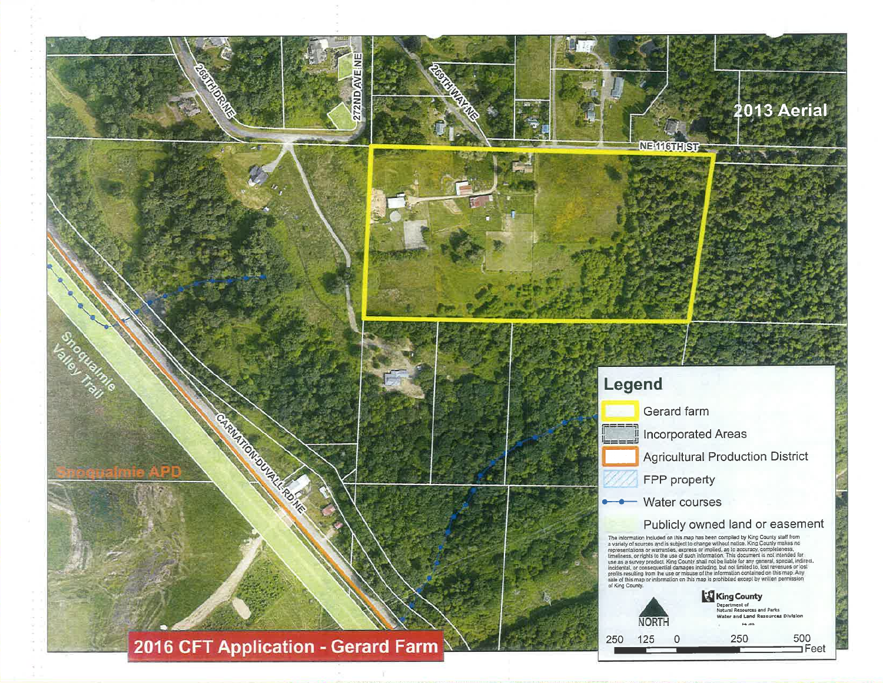2013 Aerial

268TH DR NE

272ND AVE NE

269TH WAY NE

NE 116TH ST

Snoqualmie Valley Trail

CARNATION-DUVALL RD NE

Snoqualmie APD

## Legend

- Gerard farm
- Incorporated Areas
- Agricultural Production District
- FPP property
- Water courses
- Publicly owned land or easement

The information included on this map has been compiled by King County staff from a variety of sources and is subject to change without notice. King County makes no representations or warranties, express or implied, as to accuracy, completeness, timeliness, or rights to the use of such information. This document is not intended for use as a survey product. King County shall not be liable for any general, special, indirect, incidental, or consequential damages including, but not limited to, lost revenues or lost profits resulting from the use or misuse of the information contained on this map. Any sale of this map or information on this map is prohibited except by written permission of King County.

NORTH

King County
Department of Natural Resources and Parks
Water and Land Resources Division

250 125 0 250 500 Feet

2016 CFT Application - Gerard Farm